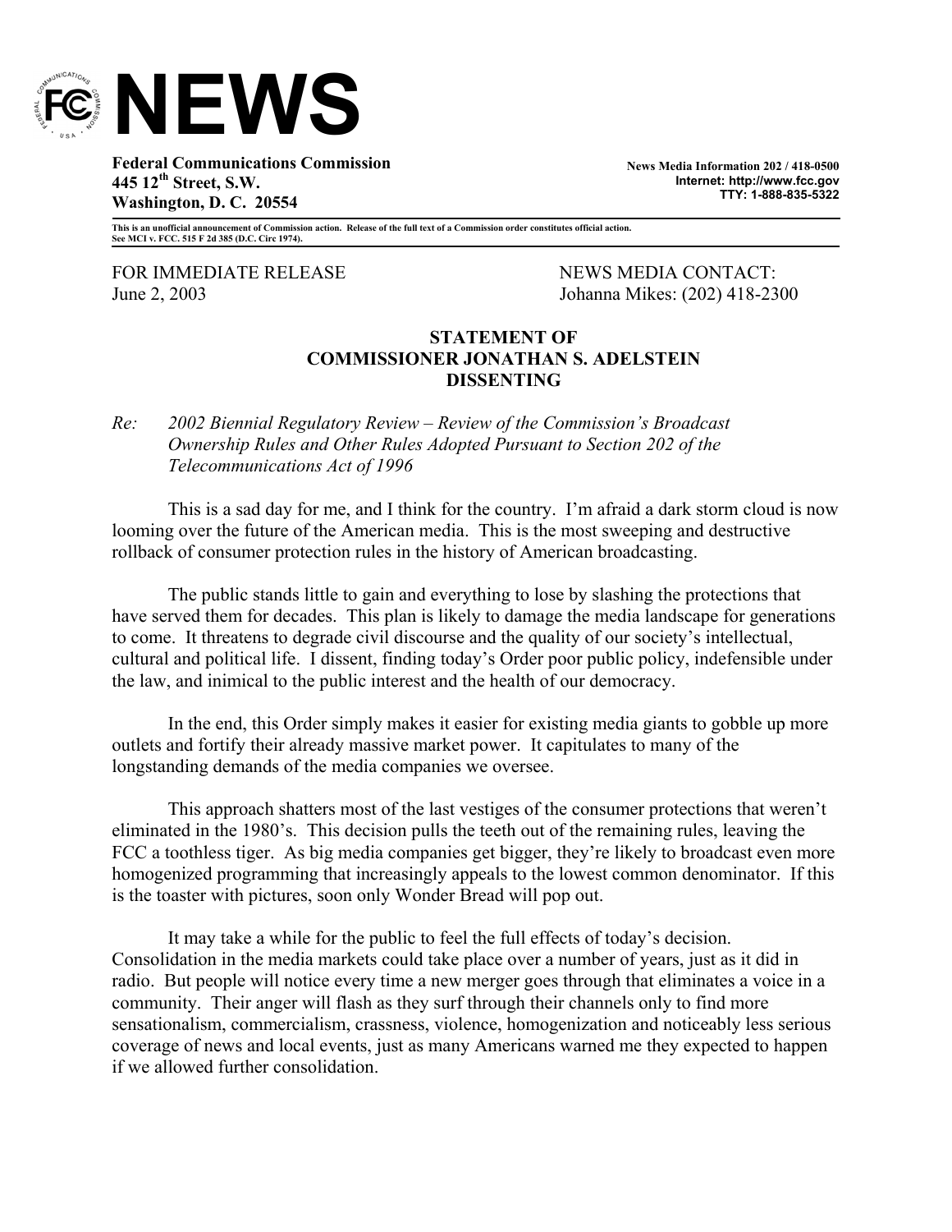# NEWS

**Federal Communications Commission**
**445 12th Street, S.W.**
**Washington, D. C. 20554**

**News Media Information 202 / 418-0500**
**Internet: http://www.fcc.gov**
**TTY: 1-888-835-5322**

**This is an unofficial announcement of Commission action. Release of the full text of a Commission order constitutes official action. See MCI v. FCC. 515 F 2d 385 (D.C. Circ 1974).**

FOR IMMEDIATE RELEASE
June 2, 2003

NEWS MEDIA CONTACT:
Johanna Mikes: (202) 418-2300

**STATEMENT OF**
**COMMISSIONER JONATHAN S. ADELSTEIN**
**DISSENTING**

*Re: 2002 Biennial Regulatory Review – Review of the Commission's Broadcast Ownership Rules and Other Rules Adopted Pursuant to Section 202 of the Telecommunications Act of 1996*

This is a sad day for me, and I think for the country. I'm afraid a dark storm cloud is now looming over the future of the American media. This is the most sweeping and destructive rollback of consumer protection rules in the history of American broadcasting.

The public stands little to gain and everything to lose by slashing the protections that have served them for decades. This plan is likely to damage the media landscape for generations to come. It threatens to degrade civil discourse and the quality of our society's intellectual, cultural and political life. I dissent, finding today's Order poor public policy, indefensible under the law, and inimical to the public interest and the health of our democracy.

In the end, this Order simply makes it easier for existing media giants to gobble up more outlets and fortify their already massive market power. It capitulates to many of the longstanding demands of the media companies we oversee.

This approach shatters most of the last vestiges of the consumer protections that weren't eliminated in the 1980's. This decision pulls the teeth out of the remaining rules, leaving the FCC a toothless tiger. As big media companies get bigger, they're likely to broadcast even more homogenized programming that increasingly appeals to the lowest common denominator. If this is the toaster with pictures, soon only Wonder Bread will pop out.

It may take a while for the public to feel the full effects of today's decision. Consolidation in the media markets could take place over a number of years, just as it did in radio. But people will notice every time a new merger goes through that eliminates a voice in a community. Their anger will flash as they surf through their channels only to find more sensationalism, commercialism, crassness, violence, homogenization and noticeably less serious coverage of news and local events, just as many Americans warned me they expected to happen if we allowed further consolidation.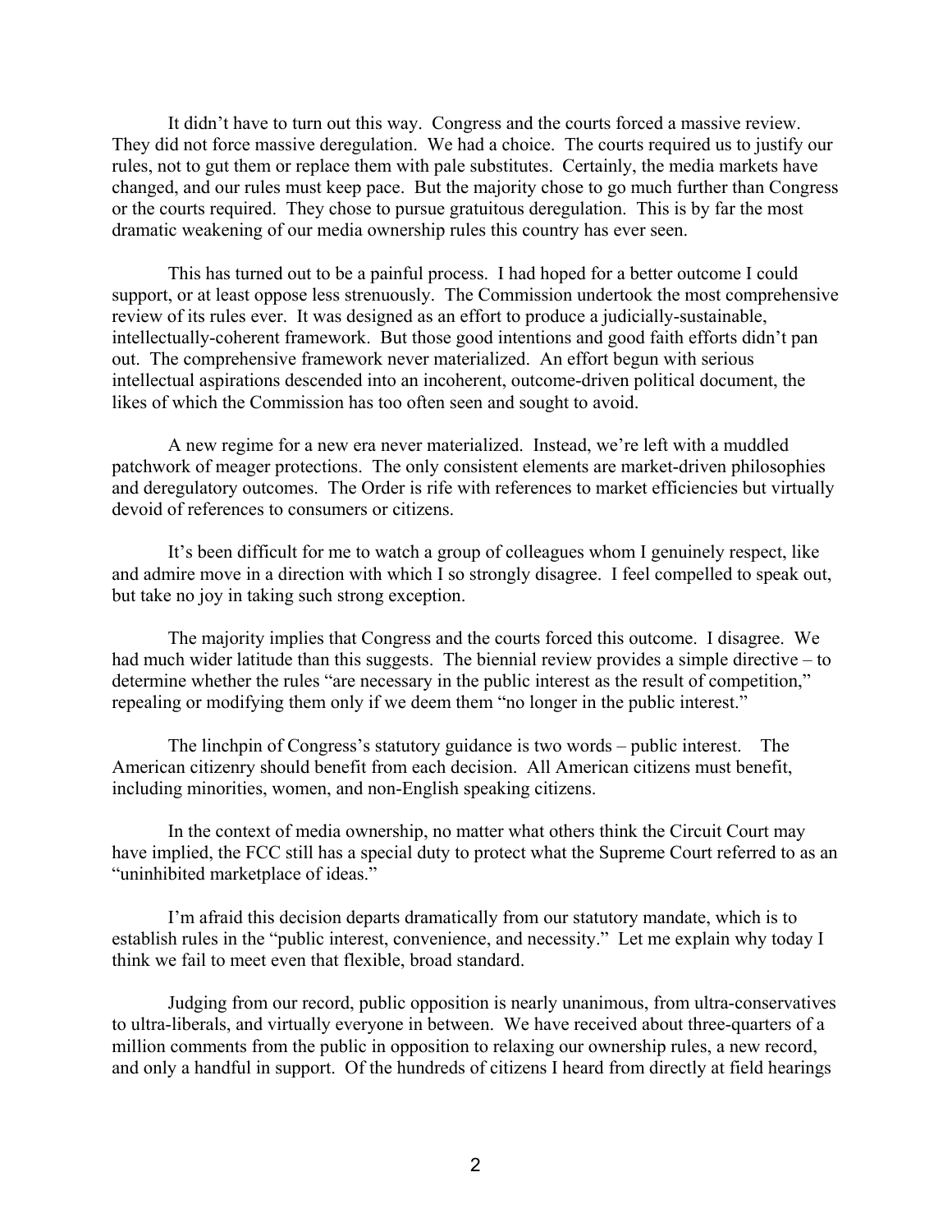It didn't have to turn out this way. Congress and the courts forced a massive review. They did not force massive deregulation. We had a choice. The courts required us to justify our rules, not to gut them or replace them with pale substitutes. Certainly, the media markets have changed, and our rules must keep pace. But the majority chose to go much further than Congress or the courts required. They chose to pursue gratuitous deregulation. This is by far the most dramatic weakening of our media ownership rules this country has ever seen.

This has turned out to be a painful process. I had hoped for a better outcome I could support, or at least oppose less strenuously. The Commission undertook the most comprehensive review of its rules ever. It was designed as an effort to produce a judicially-sustainable, intellectually-coherent framework. But those good intentions and good faith efforts didn't pan out. The comprehensive framework never materialized. An effort begun with serious intellectual aspirations descended into an incoherent, outcome-driven political document, the likes of which the Commission has too often seen and sought to avoid.

A new regime for a new era never materialized. Instead, we're left with a muddled patchwork of meager protections. The only consistent elements are market-driven philosophies and deregulatory outcomes. The Order is rife with references to market efficiencies but virtually devoid of references to consumers or citizens.

It's been difficult for me to watch a group of colleagues whom I genuinely respect, like and admire move in a direction with which I so strongly disagree. I feel compelled to speak out, but take no joy in taking such strong exception.

The majority implies that Congress and the courts forced this outcome. I disagree. We had much wider latitude than this suggests. The biennial review provides a simple directive – to determine whether the rules "are necessary in the public interest as the result of competition," repealing or modifying them only if we deem them "no longer in the public interest."

The linchpin of Congress's statutory guidance is two words – public interest. The American citizenry should benefit from each decision. All American citizens must benefit, including minorities, women, and non-English speaking citizens.

In the context of media ownership, no matter what others think the Circuit Court may have implied, the FCC still has a special duty to protect what the Supreme Court referred to as an "uninhibited marketplace of ideas."

I'm afraid this decision departs dramatically from our statutory mandate, which is to establish rules in the "public interest, convenience, and necessity." Let me explain why today I think we fail to meet even that flexible, broad standard.

Judging from our record, public opposition is nearly unanimous, from ultra-conservatives to ultra-liberals, and virtually everyone in between. We have received about three-quarters of a million comments from the public in opposition to relaxing our ownership rules, a new record, and only a handful in support. Of the hundreds of citizens I heard from directly at field hearings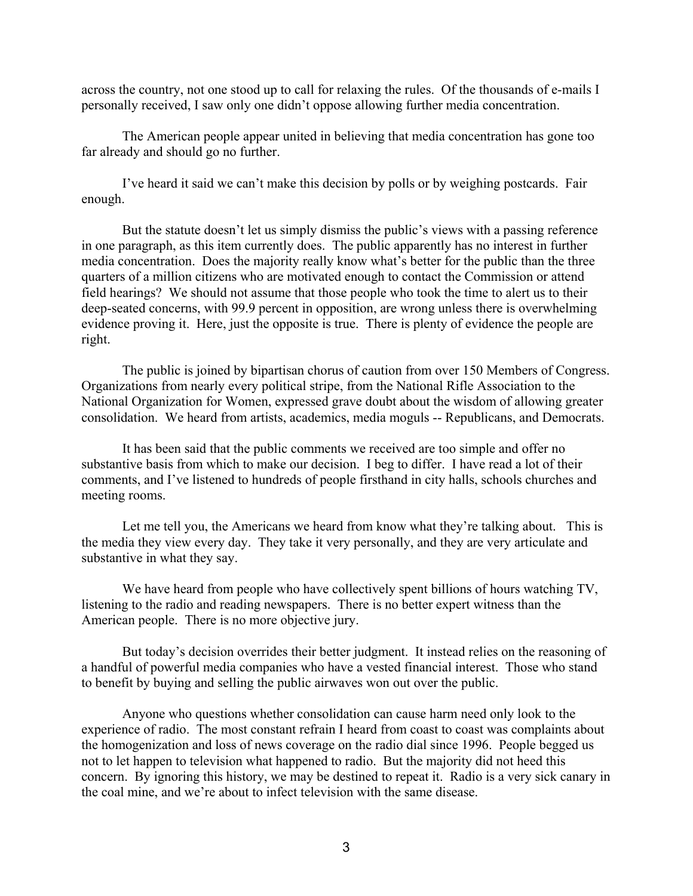across the country, not one stood up to call for relaxing the rules. Of the thousands of e-mails I personally received, I saw only one didn't oppose allowing further media concentration.

The American people appear united in believing that media concentration has gone too far already and should go no further.

I've heard it said we can't make this decision by polls or by weighing postcards. Fair enough.

But the statute doesn't let us simply dismiss the public's views with a passing reference in one paragraph, as this item currently does. The public apparently has no interest in further media concentration. Does the majority really know what's better for the public than the three quarters of a million citizens who are motivated enough to contact the Commission or attend field hearings? We should not assume that those people who took the time to alert us to their deep-seated concerns, with 99.9 percent in opposition, are wrong unless there is overwhelming evidence proving it. Here, just the opposite is true. There is plenty of evidence the people are right.

The public is joined by bipartisan chorus of caution from over 150 Members of Congress. Organizations from nearly every political stripe, from the National Rifle Association to the National Organization for Women, expressed grave doubt about the wisdom of allowing greater consolidation. We heard from artists, academics, media moguls -- Republicans, and Democrats.

It has been said that the public comments we received are too simple and offer no substantive basis from which to make our decision. I beg to differ. I have read a lot of their comments, and I've listened to hundreds of people firsthand in city halls, schools churches and meeting rooms.

Let me tell you, the Americans we heard from know what they're talking about. This is the media they view every day. They take it very personally, and they are very articulate and substantive in what they say.

We have heard from people who have collectively spent billions of hours watching TV, listening to the radio and reading newspapers. There is no better expert witness than the American people. There is no more objective jury.

But today's decision overrides their better judgment. It instead relies on the reasoning of a handful of powerful media companies who have a vested financial interest. Those who stand to benefit by buying and selling the public airwaves won out over the public.

Anyone who questions whether consolidation can cause harm need only look to the experience of radio. The most constant refrain I heard from coast to coast was complaints about the homogenization and loss of news coverage on the radio dial since 1996. People begged us not to let happen to television what happened to radio. But the majority did not heed this concern. By ignoring this history, we may be destined to repeat it. Radio is a very sick canary in the coal mine, and we're about to infect television with the same disease.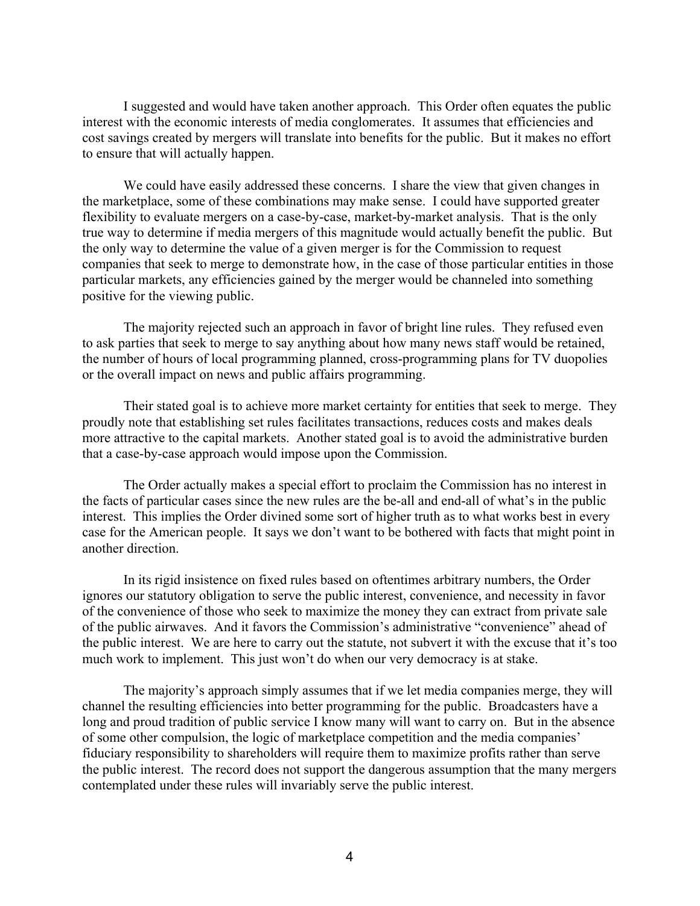I suggested and would have taken another approach. This Order often equates the public interest with the economic interests of media conglomerates. It assumes that efficiencies and cost savings created by mergers will translate into benefits for the public. But it makes no effort to ensure that will actually happen.

We could have easily addressed these concerns. I share the view that given changes in the marketplace, some of these combinations may make sense. I could have supported greater flexibility to evaluate mergers on a case-by-case, market-by-market analysis. That is the only true way to determine if media mergers of this magnitude would actually benefit the public. But the only way to determine the value of a given merger is for the Commission to request companies that seek to merge to demonstrate how, in the case of those particular entities in those particular markets, any efficiencies gained by the merger would be channeled into something positive for the viewing public.

The majority rejected such an approach in favor of bright line rules. They refused even to ask parties that seek to merge to say anything about how many news staff would be retained, the number of hours of local programming planned, cross-programming plans for TV duopolies or the overall impact on news and public affairs programming.

Their stated goal is to achieve more market certainty for entities that seek to merge. They proudly note that establishing set rules facilitates transactions, reduces costs and makes deals more attractive to the capital markets. Another stated goal is to avoid the administrative burden that a case-by-case approach would impose upon the Commission.

The Order actually makes a special effort to proclaim the Commission has no interest in the facts of particular cases since the new rules are the be-all and end-all of what's in the public interest. This implies the Order divined some sort of higher truth as to what works best in every case for the American people. It says we don't want to be bothered with facts that might point in another direction.

In its rigid insistence on fixed rules based on oftentimes arbitrary numbers, the Order ignores our statutory obligation to serve the public interest, convenience, and necessity in favor of the convenience of those who seek to maximize the money they can extract from private sale of the public airwaves. And it favors the Commission's administrative "convenience" ahead of the public interest. We are here to carry out the statute, not subvert it with the excuse that it's too much work to implement. This just won't do when our very democracy is at stake.

The majority's approach simply assumes that if we let media companies merge, they will channel the resulting efficiencies into better programming for the public. Broadcasters have a long and proud tradition of public service I know many will want to carry on. But in the absence of some other compulsion, the logic of marketplace competition and the media companies' fiduciary responsibility to shareholders will require them to maximize profits rather than serve the public interest. The record does not support the dangerous assumption that the many mergers contemplated under these rules will invariably serve the public interest.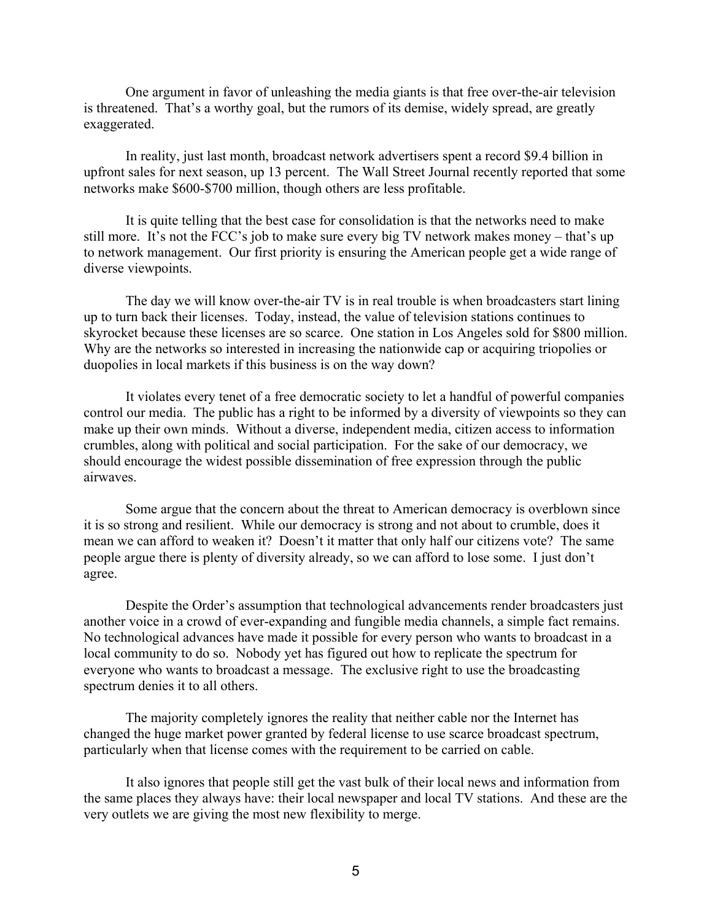One argument in favor of unleashing the media giants is that free over-the-air television is threatened. That's a worthy goal, but the rumors of its demise, widely spread, are greatly exaggerated.

In reality, just last month, broadcast network advertisers spent a record $9.4 billion in upfront sales for next season, up 13 percent. The Wall Street Journal recently reported that some networks make $600-$700 million, though others are less profitable.

It is quite telling that the best case for consolidation is that the networks need to make still more. It's not the FCC's job to make sure every big TV network makes money – that's up to network management. Our first priority is ensuring the American people get a wide range of diverse viewpoints.

The day we will know over-the-air TV is in real trouble is when broadcasters start lining up to turn back their licenses. Today, instead, the value of television stations continues to skyrocket because these licenses are so scarce. One station in Los Angeles sold for $800 million. Why are the networks so interested in increasing the nationwide cap or acquiring triopolies or duopolies in local markets if this business is on the way down?

It violates every tenet of a free democratic society to let a handful of powerful companies control our media. The public has a right to be informed by a diversity of viewpoints so they can make up their own minds. Without a diverse, independent media, citizen access to information crumbles, along with political and social participation. For the sake of our democracy, we should encourage the widest possible dissemination of free expression through the public airwaves.

Some argue that the concern about the threat to American democracy is overblown since it is so strong and resilient. While our democracy is strong and not about to crumble, does it mean we can afford to weaken it? Doesn't it matter that only half our citizens vote? The same people argue there is plenty of diversity already, so we can afford to lose some. I just don't agree.

Despite the Order's assumption that technological advancements render broadcasters just another voice in a crowd of ever-expanding and fungible media channels, a simple fact remains. No technological advances have made it possible for every person who wants to broadcast in a local community to do so. Nobody yet has figured out how to replicate the spectrum for everyone who wants to broadcast a message. The exclusive right to use the broadcasting spectrum denies it to all others.

The majority completely ignores the reality that neither cable nor the Internet has changed the huge market power granted by federal license to use scarce broadcast spectrum, particularly when that license comes with the requirement to be carried on cable.

It also ignores that people still get the vast bulk of their local news and information from the same places they always have: their local newspaper and local TV stations. And these are the very outlets we are giving the most new flexibility to merge.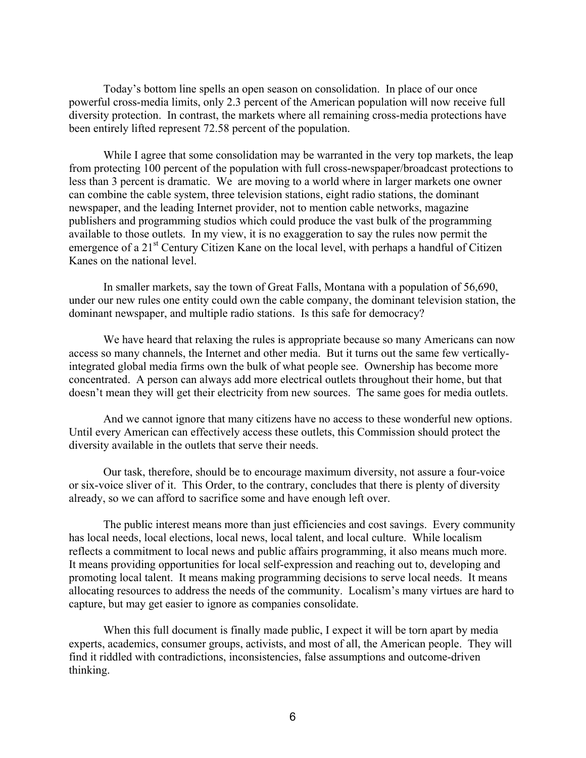Today's bottom line spells an open season on consolidation. In place of our once powerful cross-media limits, only 2.3 percent of the American population will now receive full diversity protection. In contrast, the markets where all remaining cross-media protections have been entirely lifted represent 72.58 percent of the population.

While I agree that some consolidation may be warranted in the very top markets, the leap from protecting 100 percent of the population with full cross-newspaper/broadcast protections to less than 3 percent is dramatic. We are moving to a world where in larger markets one owner can combine the cable system, three television stations, eight radio stations, the dominant newspaper, and the leading Internet provider, not to mention cable networks, magazine publishers and programming studios which could produce the vast bulk of the programming available to those outlets. In my view, it is no exaggeration to say the rules now permit the emergence of a 21st Century Citizen Kane on the local level, with perhaps a handful of Citizen Kanes on the national level.

In smaller markets, say the town of Great Falls, Montana with a population of 56,690, under our new rules one entity could own the cable company, the dominant television station, the dominant newspaper, and multiple radio stations. Is this safe for democracy?

We have heard that relaxing the rules is appropriate because so many Americans can now access so many channels, the Internet and other media. But it turns out the same few vertically-integrated global media firms own the bulk of what people see. Ownership has become more concentrated. A person can always add more electrical outlets throughout their home, but that doesn't mean they will get their electricity from new sources. The same goes for media outlets.

And we cannot ignore that many citizens have no access to these wonderful new options. Until every American can effectively access these outlets, this Commission should protect the diversity available in the outlets that serve their needs.

Our task, therefore, should be to encourage maximum diversity, not assure a four-voice or six-voice sliver of it. This Order, to the contrary, concludes that there is plenty of diversity already, so we can afford to sacrifice some and have enough left over.

The public interest means more than just efficiencies and cost savings. Every community has local needs, local elections, local news, local talent, and local culture. While localism reflects a commitment to local news and public affairs programming, it also means much more. It means providing opportunities for local self-expression and reaching out to, developing and promoting local talent. It means making programming decisions to serve local needs. It means allocating resources to address the needs of the community. Localism's many virtues are hard to capture, but may get easier to ignore as companies consolidate.

When this full document is finally made public, I expect it will be torn apart by media experts, academics, consumer groups, activists, and most of all, the American people. They will find it riddled with contradictions, inconsistencies, false assumptions and outcome-driven thinking.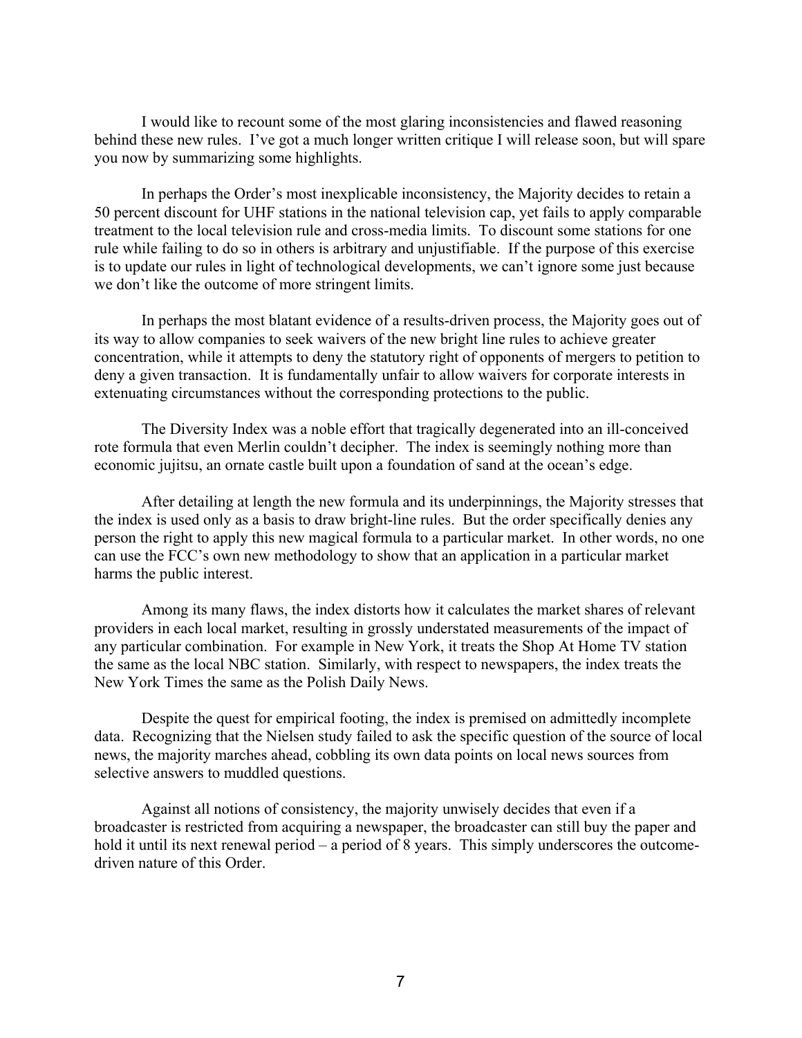I would like to recount some of the most glaring inconsistencies and flawed reasoning behind these new rules. I've got a much longer written critique I will release soon, but will spare you now by summarizing some highlights.

In perhaps the Order's most inexplicable inconsistency, the Majority decides to retain a 50 percent discount for UHF stations in the national television cap, yet fails to apply comparable treatment to the local television rule and cross-media limits. To discount some stations for one rule while failing to do so in others is arbitrary and unjustifiable. If the purpose of this exercise is to update our rules in light of technological developments, we can't ignore some just because we don't like the outcome of more stringent limits.

In perhaps the most blatant evidence of a results-driven process, the Majority goes out of its way to allow companies to seek waivers of the new bright line rules to achieve greater concentration, while it attempts to deny the statutory right of opponents of mergers to petition to deny a given transaction. It is fundamentally unfair to allow waivers for corporate interests in extenuating circumstances without the corresponding protections to the public.

The Diversity Index was a noble effort that tragically degenerated into an ill-conceived rote formula that even Merlin couldn't decipher. The index is seemingly nothing more than economic jujitsu, an ornate castle built upon a foundation of sand at the ocean's edge.

After detailing at length the new formula and its underpinnings, the Majority stresses that the index is used only as a basis to draw bright-line rules. But the order specifically denies any person the right to apply this new magical formula to a particular market. In other words, no one can use the FCC's own new methodology to show that an application in a particular market harms the public interest.

Among its many flaws, the index distorts how it calculates the market shares of relevant providers in each local market, resulting in grossly understated measurements of the impact of any particular combination. For example in New York, it treats the Shop At Home TV station the same as the local NBC station. Similarly, with respect to newspapers, the index treats the New York Times the same as the Polish Daily News.

Despite the quest for empirical footing, the index is premised on admittedly incomplete data. Recognizing that the Nielsen study failed to ask the specific question of the source of local news, the majority marches ahead, cobbling its own data points on local news sources from selective answers to muddled questions.

Against all notions of consistency, the majority unwisely decides that even if a broadcaster is restricted from acquiring a newspaper, the broadcaster can still buy the paper and hold it until its next renewal period – a period of 8 years. This simply underscores the outcome-driven nature of this Order.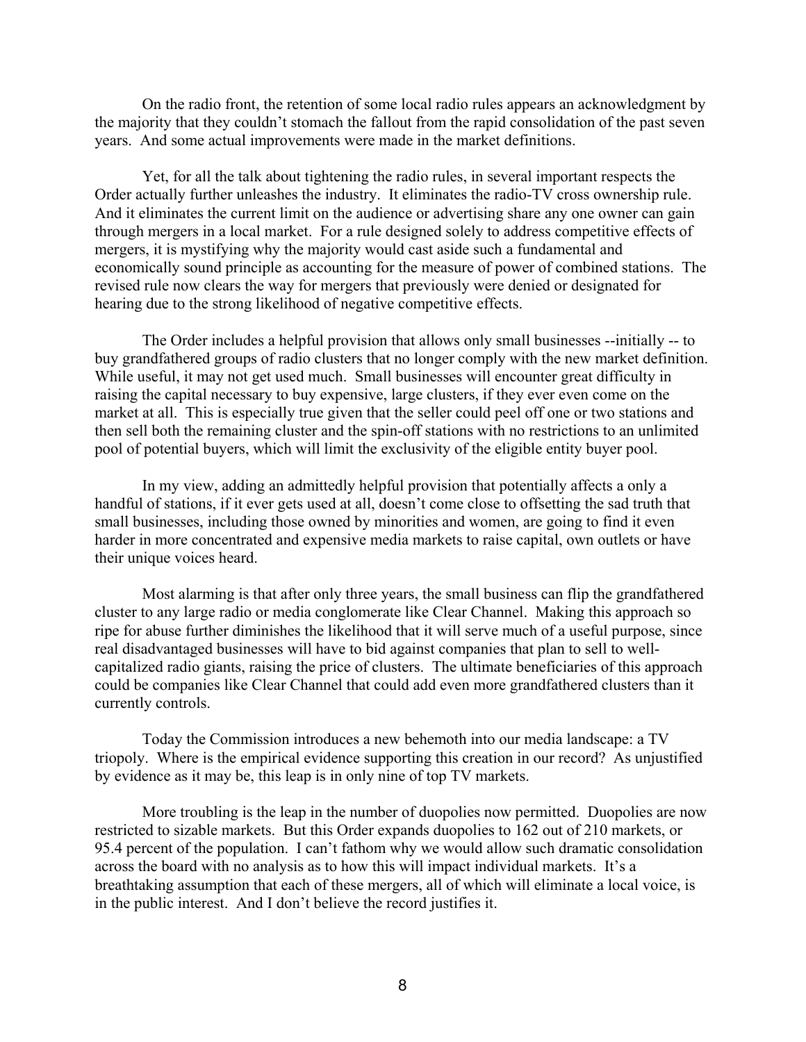On the radio front, the retention of some local radio rules appears an acknowledgment by the majority that they couldn't stomach the fallout from the rapid consolidation of the past seven years. And some actual improvements were made in the market definitions.

Yet, for all the talk about tightening the radio rules, in several important respects the Order actually further unleashes the industry. It eliminates the radio-TV cross ownership rule. And it eliminates the current limit on the audience or advertising share any one owner can gain through mergers in a local market. For a rule designed solely to address competitive effects of mergers, it is mystifying why the majority would cast aside such a fundamental and economically sound principle as accounting for the measure of power of combined stations. The revised rule now clears the way for mergers that previously were denied or designated for hearing due to the strong likelihood of negative competitive effects.

The Order includes a helpful provision that allows only small businesses --initially -- to buy grandfathered groups of radio clusters that no longer comply with the new market definition. While useful, it may not get used much. Small businesses will encounter great difficulty in raising the capital necessary to buy expensive, large clusters, if they ever even come on the market at all. This is especially true given that the seller could peel off one or two stations and then sell both the remaining cluster and the spin-off stations with no restrictions to an unlimited pool of potential buyers, which will limit the exclusivity of the eligible entity buyer pool.

In my view, adding an admittedly helpful provision that potentially affects a only a handful of stations, if it ever gets used at all, doesn't come close to offsetting the sad truth that small businesses, including those owned by minorities and women, are going to find it even harder in more concentrated and expensive media markets to raise capital, own outlets or have their unique voices heard.

Most alarming is that after only three years, the small business can flip the grandfathered cluster to any large radio or media conglomerate like Clear Channel. Making this approach so ripe for abuse further diminishes the likelihood that it will serve much of a useful purpose, since real disadvantaged businesses will have to bid against companies that plan to sell to well-capitalized radio giants, raising the price of clusters. The ultimate beneficiaries of this approach could be companies like Clear Channel that could add even more grandfathered clusters than it currently controls.

Today the Commission introduces a new behemoth into our media landscape: a TV triopoly. Where is the empirical evidence supporting this creation in our record? As unjustified by evidence as it may be, this leap is in only nine of top TV markets.

More troubling is the leap in the number of duopolies now permitted. Duopolies are now restricted to sizable markets. But this Order expands duopolies to 162 out of 210 markets, or 95.4 percent of the population. I can't fathom why we would allow such dramatic consolidation across the board with no analysis as to how this will impact individual markets. It's a breathtaking assumption that each of these mergers, all of which will eliminate a local voice, is in the public interest. And I don't believe the record justifies it.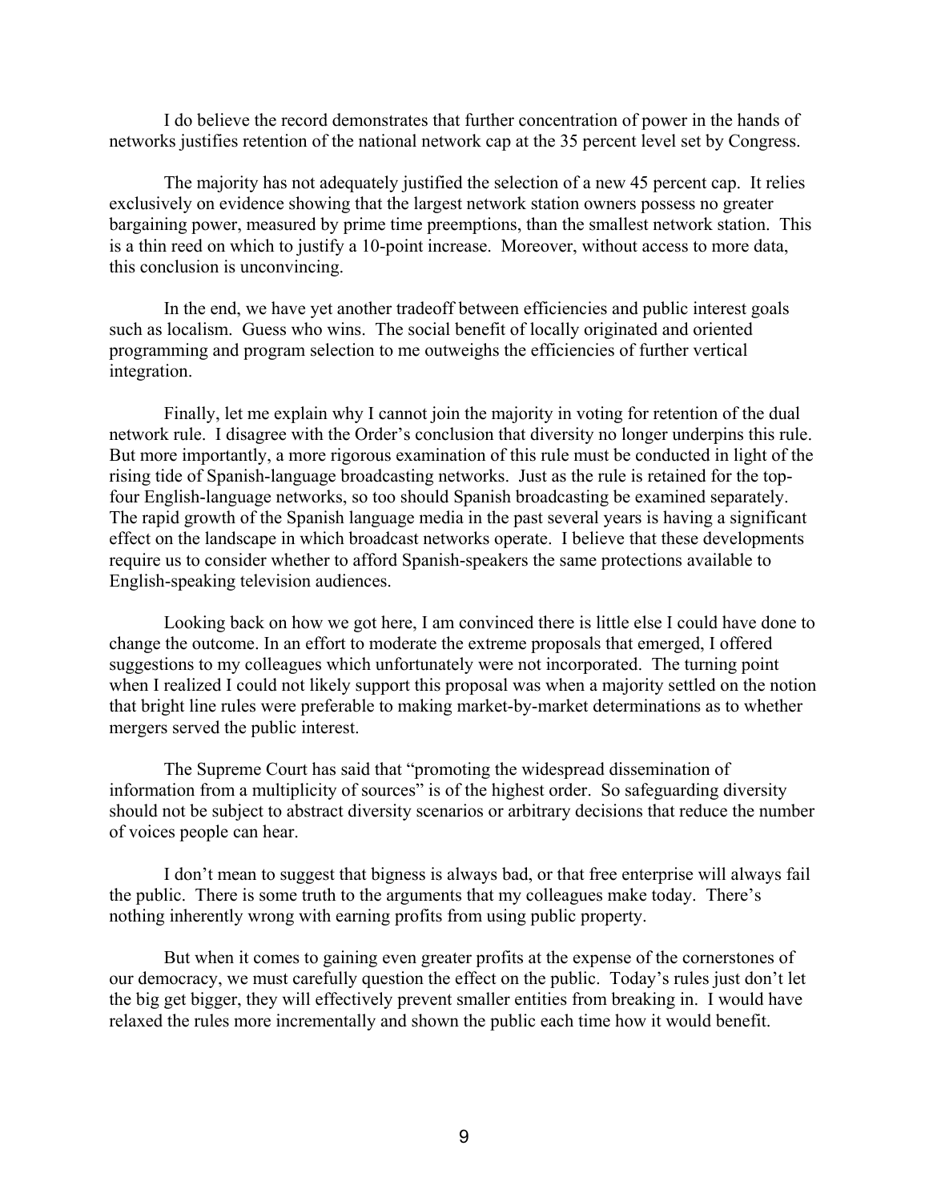I do believe the record demonstrates that further concentration of power in the hands of networks justifies retention of the national network cap at the 35 percent level set by Congress.

The majority has not adequately justified the selection of a new 45 percent cap. It relies exclusively on evidence showing that the largest network station owners possess no greater bargaining power, measured by prime time preemptions, than the smallest network station. This is a thin reed on which to justify a 10-point increase. Moreover, without access to more data, this conclusion is unconvincing.

In the end, we have yet another tradeoff between efficiencies and public interest goals such as localism. Guess who wins. The social benefit of locally originated and oriented programming and program selection to me outweighs the efficiencies of further vertical integration.

Finally, let me explain why I cannot join the majority in voting for retention of the dual network rule. I disagree with the Order's conclusion that diversity no longer underpins this rule. But more importantly, a more rigorous examination of this rule must be conducted in light of the rising tide of Spanish-language broadcasting networks. Just as the rule is retained for the top-four English-language networks, so too should Spanish broadcasting be examined separately. The rapid growth of the Spanish language media in the past several years is having a significant effect on the landscape in which broadcast networks operate. I believe that these developments require us to consider whether to afford Spanish-speakers the same protections available to English-speaking television audiences.

Looking back on how we got here, I am convinced there is little else I could have done to change the outcome. In an effort to moderate the extreme proposals that emerged, I offered suggestions to my colleagues which unfortunately were not incorporated. The turning point when I realized I could not likely support this proposal was when a majority settled on the notion that bright line rules were preferable to making market-by-market determinations as to whether mergers served the public interest.

The Supreme Court has said that "promoting the widespread dissemination of information from a multiplicity of sources" is of the highest order. So safeguarding diversity should not be subject to abstract diversity scenarios or arbitrary decisions that reduce the number of voices people can hear.

I don't mean to suggest that bigness is always bad, or that free enterprise will always fail the public. There is some truth to the arguments that my colleagues make today. There's nothing inherently wrong with earning profits from using public property.

But when it comes to gaining even greater profits at the expense of the cornerstones of our democracy, we must carefully question the effect on the public. Today's rules just don't let the big get bigger, they will effectively prevent smaller entities from breaking in. I would have relaxed the rules more incrementally and shown the public each time how it would benefit.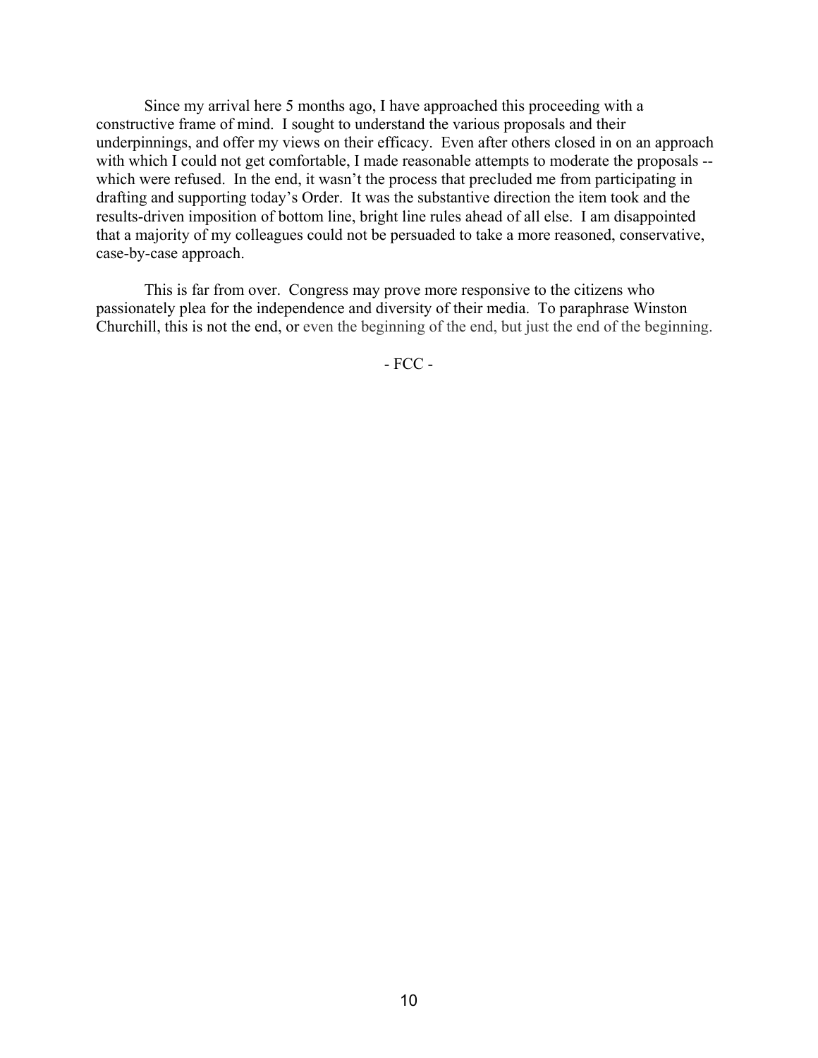Since my arrival here 5 months ago, I have approached this proceeding with a constructive frame of mind. I sought to understand the various proposals and their underpinnings, and offer my views on their efficacy. Even after others closed in on an approach with which I could not get comfortable, I made reasonable attempts to moderate the proposals -- which were refused. In the end, it wasn't the process that precluded me from participating in drafting and supporting today's Order. It was the substantive direction the item took and the results-driven imposition of bottom line, bright line rules ahead of all else. I am disappointed that a majority of my colleagues could not be persuaded to take a more reasoned, conservative, case-by-case approach.

This is far from over. Congress may prove more responsive to the citizens who passionately plea for the independence and diversity of their media. To paraphrase Winston Churchill, this is not the end, or even the beginning of the end, but just the end of the beginning.

- FCC -